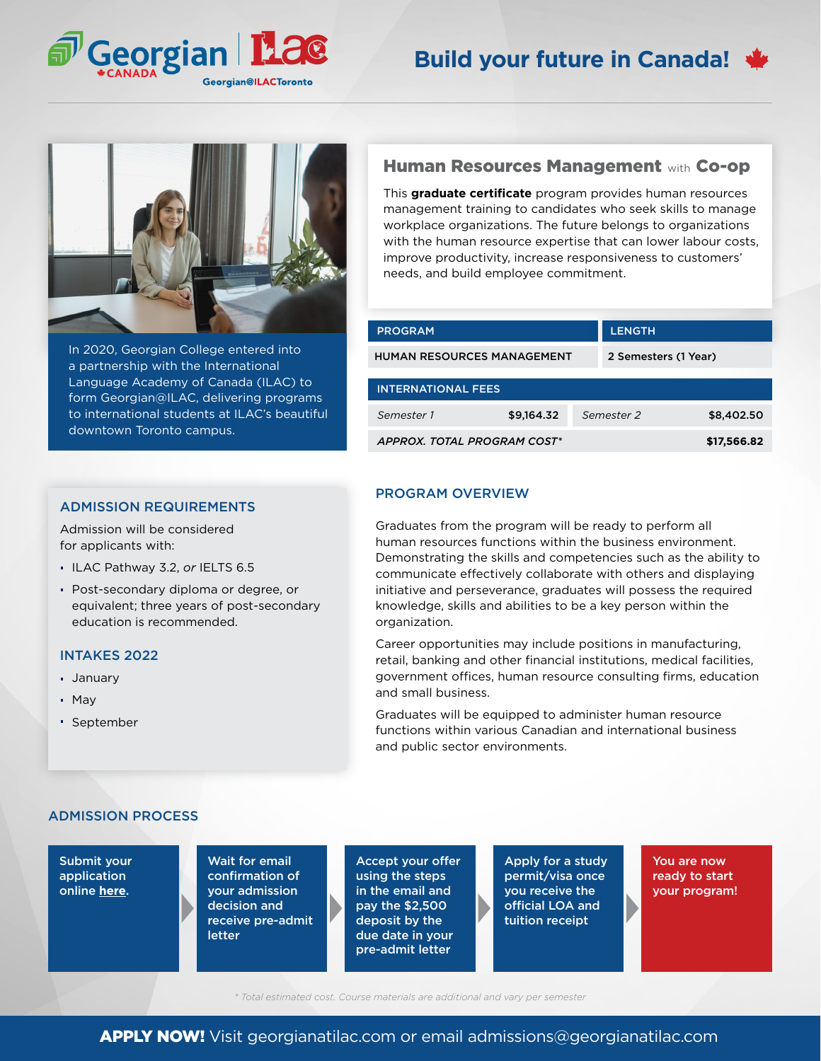Georgian CANADA | ILAC Georgian@ILACToronto

# Build your future in Canada!

In 2020, Georgian College entered into a partnership with the International Language Academy of Canada (ILAC) to form Georgian@ILAC, delivering programs to international students at ILAC's beautiful downtown Toronto campus.

## Human Resources Management with Co-op

This **graduate certificate** program provides human resources management training to candidates who seek skills to manage workplace organizations. The future belongs to organizations with the human resource expertise that can lower labour costs, improve productivity, increase responsiveness to customers' needs, and build employee commitment.

| PROGRAM | LENGTH |
|---|---|
| HUMAN RESOURCES MANAGEMENT | 2 Semesters (1 Year) |

| INTERNATIONAL FEES | | | |
|---|---|---|---|
| *Semester 1* | $9,164.32 | *Semester 2* | $8,402.50 |
| *APPROX. TOTAL PROGRAM COST** | | | $17,566.82 |

## ADMISSION REQUIREMENTS

Admission will be considered for applicants with:

- ILAC Pathway 3.2, *or* IELTS 6.5
- Post-secondary diploma or degree, or equivalent; three years of post-secondary education is recommended.

## INTAKES 2022

- January
- May
- September

## PROGRAM OVERVIEW

Graduates from the program will be ready to perform all human resources functions within the business environment. Demonstrating the skills and competencies such as the ability to communicate effectively collaborate with others and displaying initiative and perseverance, graduates will possess the required knowledge, skills and abilities to be a key person within the organization.

Career opportunities may include positions in manufacturing, retail, banking and other financial institutions, medical facilities, government offices, human resource consulting firms, education and small business.

Graduates will be equipped to administer human resource functions within various Canadian and international business and public sector environments.

## ADMISSION PROCESS

1. Submit your application online **here**.
2. Wait for email confirmation of your admission decision and receive pre-admit letter
3. Accept your offer using the steps in the email and pay the $2,500 deposit by the due date in your pre-admit letter
4. Apply for a study permit/visa once you receive the official LOA and tuition receipt
5. You are now ready to start your program!

*\* Total estimated cost. Course materials are additional and vary per semester*

**APPLY NOW!** Visit georgianatilac.com or email admissions@georgianatilac.com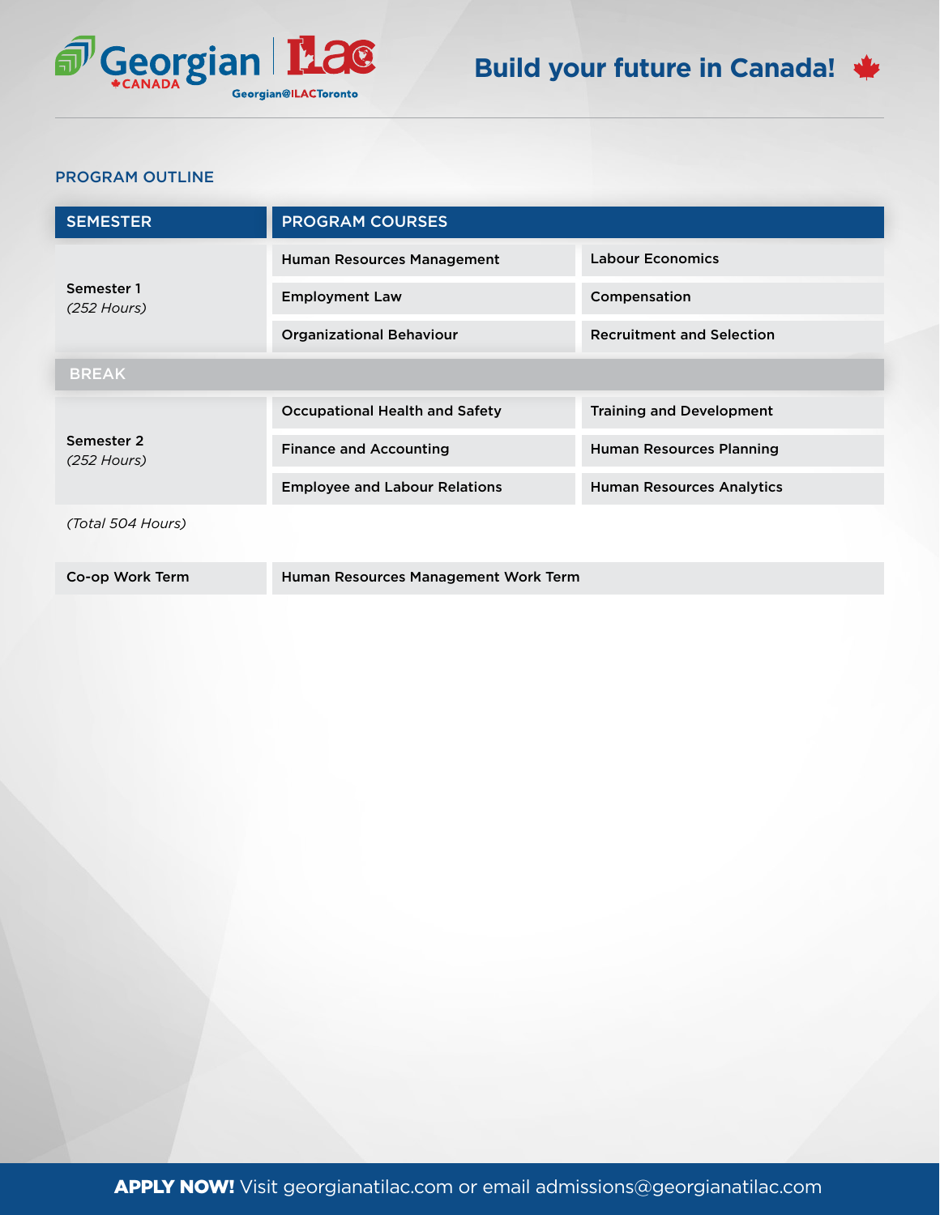Build your future in Canada!

## PROGRAM OUTLINE

| SEMESTER | PROGRAM COURSES | |
|---|---|---|
| Semester 1 *(252 Hours)* | Human Resources Management | Labour Economics |
| | Employment Law | Compensation |
| | Organizational Behaviour | Recruitment and Selection |
| BREAK | | |
| Semester 2 *(252 Hours)* | Occupational Health and Safety | Training and Development |
| | Finance and Accounting | Human Resources Planning |
| | Employee and Labour Relations | Human Resources Analytics |
| *(Total 504 Hours)* | | |
| Co-op Work Term | Human Resources Management Work Term | |

**APPLY NOW!** Visit georgianatilac.com or email admissions@georgianatilac.com